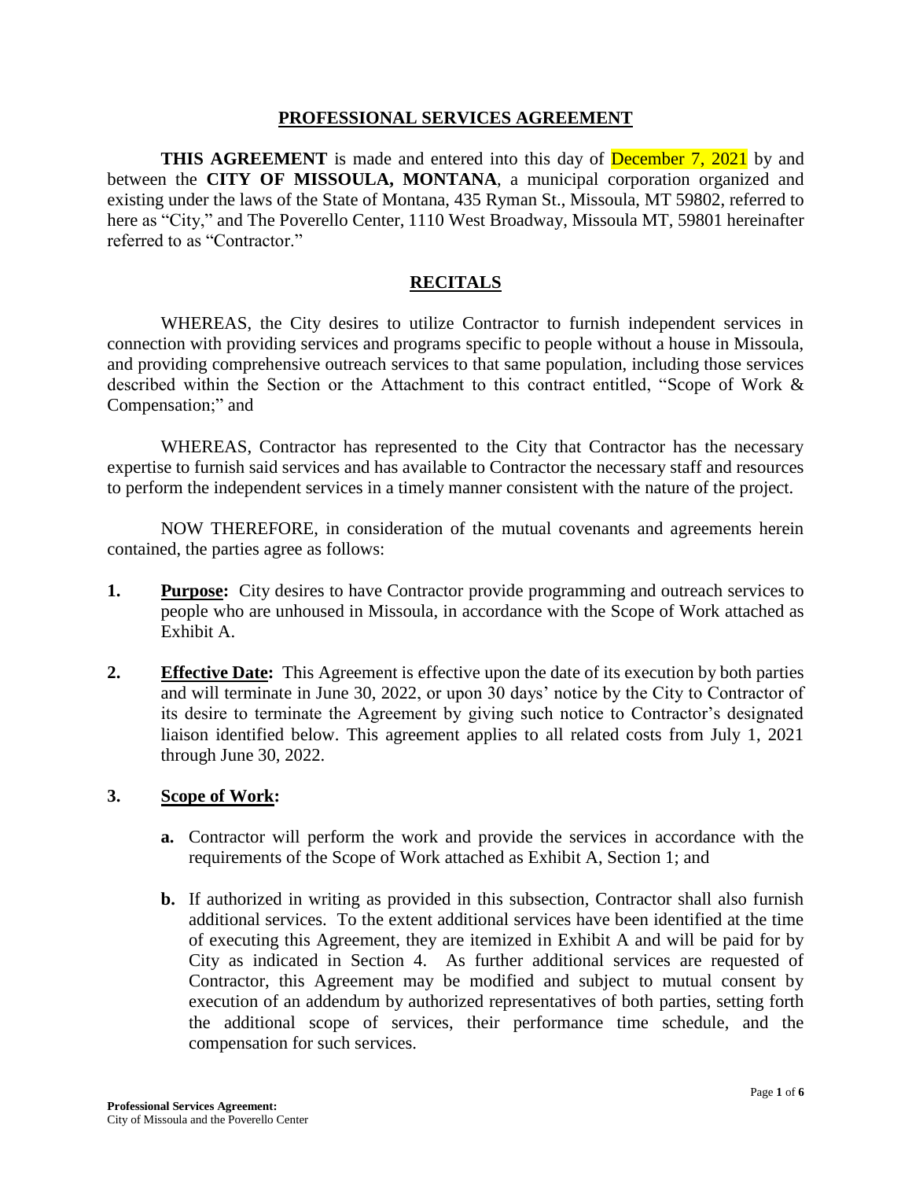# PROFESSIONAL SERVICES AGREEMENT

**THIS AGREEMENT** is made and entered into this day of December 7, 2021 by and between the **CITY OF MISSOULA, MONTANA**, a municipal corporation organized and existing under the laws of the State of Montana, 435 Ryman St., Missoula, MT 59802, referred to here as "City," and The Poverello Center, 1110 West Broadway, Missoula MT, 59801 hereinafter referred to as "Contractor."

## RECITALS

WHEREAS, the City desires to utilize Contractor to furnish independent services in connection with providing services and programs specific to people without a house in Missoula, and providing comprehensive outreach services to that same population, including those services described within the Section or the Attachment to this contract entitled, "Scope of Work & Compensation;" and

WHEREAS, Contractor has represented to the City that Contractor has the necessary expertise to furnish said services and has available to Contractor the necessary staff and resources to perform the independent services in a timely manner consistent with the nature of the project.

NOW THEREFORE, in consideration of the mutual covenants and agreements herein contained, the parties agree as follows:

1. **Purpose:** City desires to have Contractor provide programming and outreach services to people who are unhoused in Missoula, in accordance with the Scope of Work attached as Exhibit A.

2. **Effective Date:** This Agreement is effective upon the date of its execution by both parties and will terminate in June 30, 2022, or upon 30 days' notice by the City to Contractor of its desire to terminate the Agreement by giving such notice to Contractor's designated liaison identified below. This agreement applies to all related costs from July 1, 2021 through June 30, 2022.

3. **Scope of Work:**

   **a.** Contractor will perform the work and provide the services in accordance with the requirements of the Scope of Work attached as Exhibit A, Section 1; and

   **b.** If authorized in writing as provided in this subsection, Contractor shall also furnish additional services. To the extent additional services have been identified at the time of executing this Agreement, they are itemized in Exhibit A and will be paid for by City as indicated in Section 4. As further additional services are requested of Contractor, this Agreement may be modified and subject to mutual consent by execution of an addendum by authorized representatives of both parties, setting forth the additional scope of services, their performance time schedule, and the compensation for such services.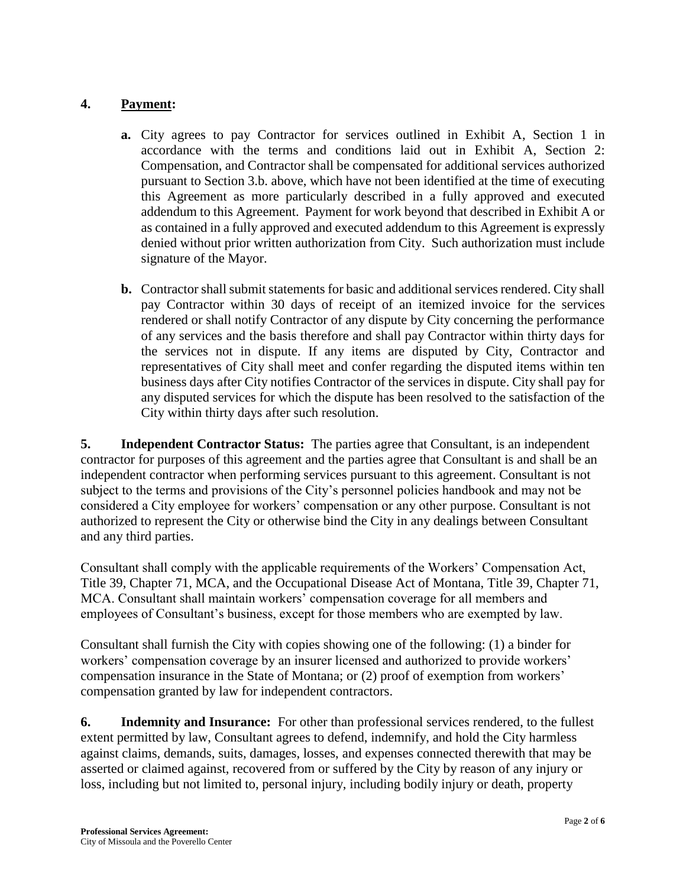## 4. Payment:

**a.** City agrees to pay Contractor for services outlined in Exhibit A, Section 1 in accordance with the terms and conditions laid out in Exhibit A, Section 2: Compensation, and Contractor shall be compensated for additional services authorized pursuant to Section 3.b. above, which have not been identified at the time of executing this Agreement as more particularly described in a fully approved and executed addendum to this Agreement. Payment for work beyond that described in Exhibit A or as contained in a fully approved and executed addendum to this Agreement is expressly denied without prior written authorization from City. Such authorization must include signature of the Mayor.

**b.** Contractor shall submit statements for basic and additional services rendered. City shall pay Contractor within 30 days of receipt of an itemized invoice for the services rendered or shall notify Contractor of any dispute by City concerning the performance of any services and the basis therefore and shall pay Contractor within thirty days for the services not in dispute. If any items are disputed by City, Contractor and representatives of City shall meet and confer regarding the disputed items within ten business days after City notifies Contractor of the services in dispute. City shall pay for any disputed services for which the dispute has been resolved to the satisfaction of the City within thirty days after such resolution.

**5. Independent Contractor Status:** The parties agree that Consultant, is an independent contractor for purposes of this agreement and the parties agree that Consultant is and shall be an independent contractor when performing services pursuant to this agreement. Consultant is not subject to the terms and provisions of the City's personnel policies handbook and may not be considered a City employee for workers' compensation or any other purpose. Consultant is not authorized to represent the City or otherwise bind the City in any dealings between Consultant and any third parties.

Consultant shall comply with the applicable requirements of the Workers' Compensation Act, Title 39, Chapter 71, MCA, and the Occupational Disease Act of Montana, Title 39, Chapter 71, MCA. Consultant shall maintain workers' compensation coverage for all members and employees of Consultant's business, except for those members who are exempted by law.

Consultant shall furnish the City with copies showing one of the following: (1) a binder for workers' compensation coverage by an insurer licensed and authorized to provide workers' compensation insurance in the State of Montana; or (2) proof of exemption from workers' compensation granted by law for independent contractors.

**6. Indemnity and Insurance:** For other than professional services rendered, to the fullest extent permitted by law, Consultant agrees to defend, indemnify, and hold the City harmless against claims, demands, suits, damages, losses, and expenses connected therewith that may be asserted or claimed against, recovered from or suffered by the City by reason of any injury or loss, including but not limited to, personal injury, including bodily injury or death, property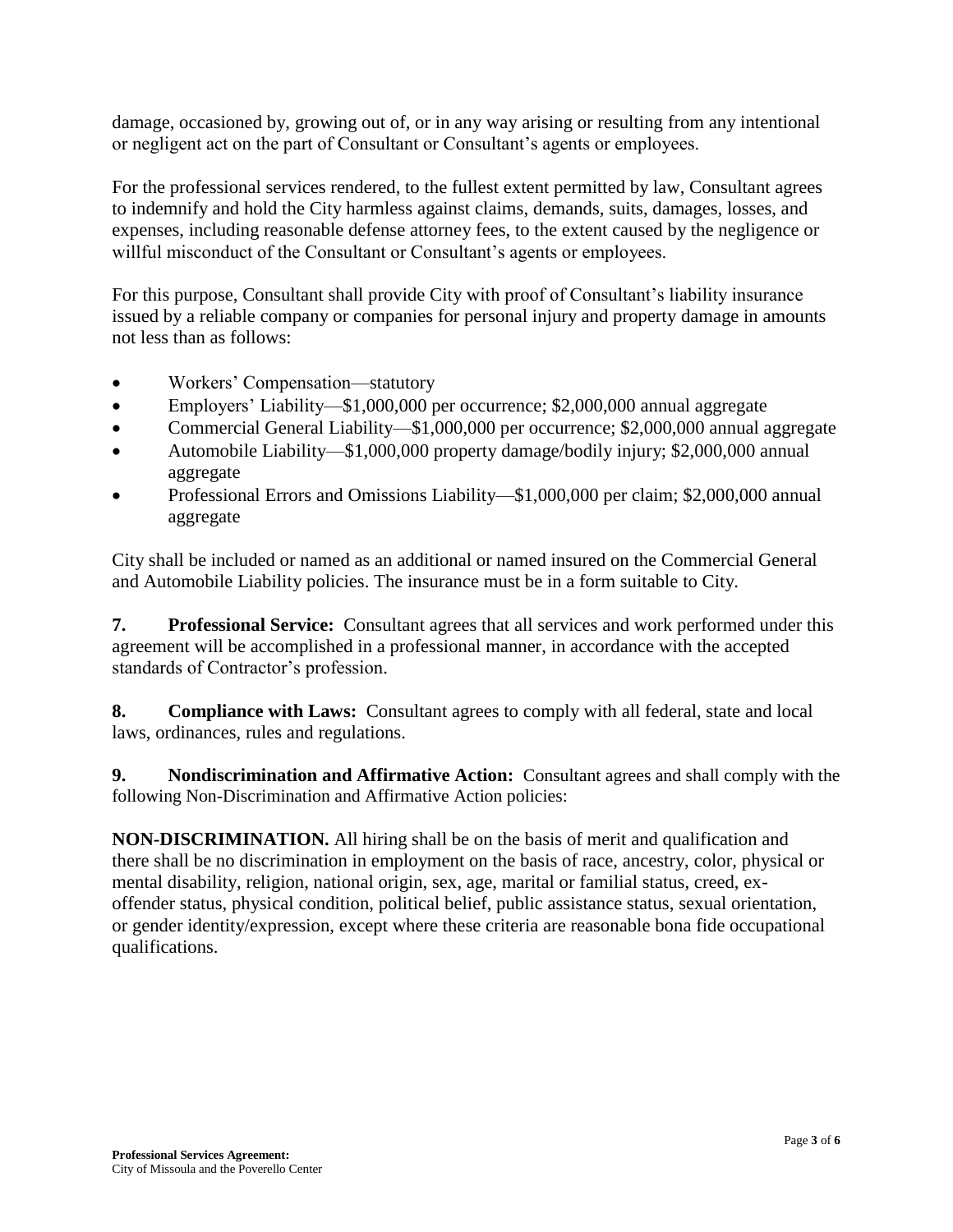damage, occasioned by, growing out of, or in any way arising or resulting from any intentional or negligent act on the part of Consultant or Consultant's agents or employees.

For the professional services rendered, to the fullest extent permitted by law, Consultant agrees to indemnify and hold the City harmless against claims, demands, suits, damages, losses, and expenses, including reasonable defense attorney fees, to the extent caused by the negligence or willful misconduct of the Consultant or Consultant's agents or employees.

For this purpose, Consultant shall provide City with proof of Consultant's liability insurance issued by a reliable company or companies for personal injury and property damage in amounts not less than as follows:

- Workers' Compensation—statutory
- Employers' Liability—$1,000,000 per occurrence; $2,000,000 annual aggregate
- Commercial General Liability—$1,000,000 per occurrence; $2,000,000 annual aggregate
- Automobile Liability—$1,000,000 property damage/bodily injury; $2,000,000 annual aggregate
- Professional Errors and Omissions Liability—$1,000,000 per claim; $2,000,000 annual aggregate

City shall be included or named as an additional or named insured on the Commercial General and Automobile Liability policies. The insurance must be in a form suitable to City.

**7. Professional Service:** Consultant agrees that all services and work performed under this agreement will be accomplished in a professional manner, in accordance with the accepted standards of Contractor's profession.

**8. Compliance with Laws:** Consultant agrees to comply with all federal, state and local laws, ordinances, rules and regulations.

**9. Nondiscrimination and Affirmative Action:** Consultant agrees and shall comply with the following Non-Discrimination and Affirmative Action policies:

**NON-DISCRIMINATION.** All hiring shall be on the basis of merit and qualification and there shall be no discrimination in employment on the basis of race, ancestry, color, physical or mental disability, religion, national origin, sex, age, marital or familial status, creed, ex-offender status, physical condition, political belief, public assistance status, sexual orientation, or gender identity/expression, except where these criteria are reasonable bona fide occupational qualifications.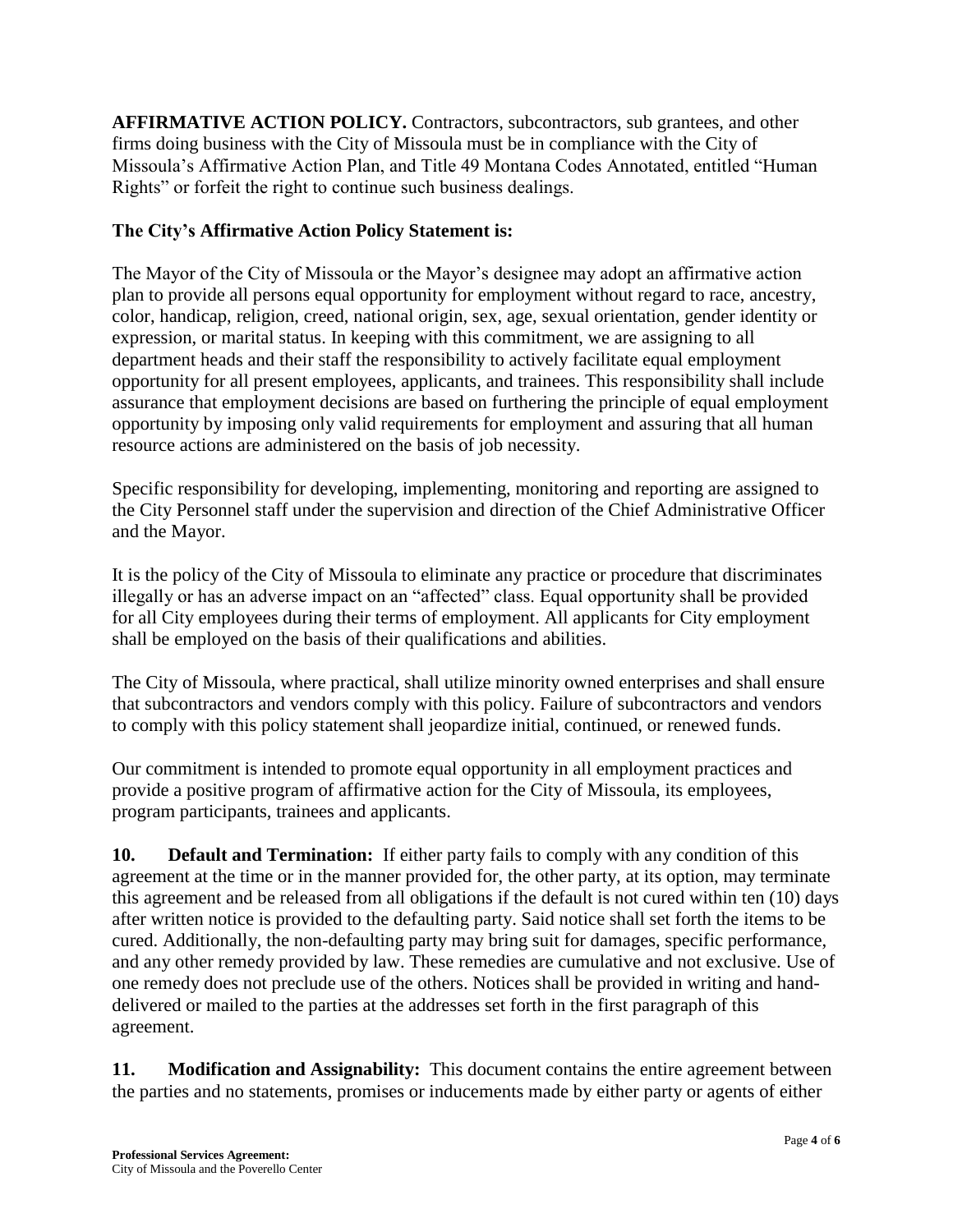**AFFIRMATIVE ACTION POLICY.** Contractors, subcontractors, sub grantees, and other firms doing business with the City of Missoula must be in compliance with the City of Missoula's Affirmative Action Plan, and Title 49 Montana Codes Annotated, entitled "Human Rights" or forfeit the right to continue such business dealings.

**The City's Affirmative Action Policy Statement is:**

The Mayor of the City of Missoula or the Mayor's designee may adopt an affirmative action plan to provide all persons equal opportunity for employment without regard to race, ancestry, color, handicap, religion, creed, national origin, sex, age, sexual orientation, gender identity or expression, or marital status. In keeping with this commitment, we are assigning to all department heads and their staff the responsibility to actively facilitate equal employment opportunity for all present employees, applicants, and trainees. This responsibility shall include assurance that employment decisions are based on furthering the principle of equal employment opportunity by imposing only valid requirements for employment and assuring that all human resource actions are administered on the basis of job necessity.

Specific responsibility for developing, implementing, monitoring and reporting are assigned to the City Personnel staff under the supervision and direction of the Chief Administrative Officer and the Mayor.

It is the policy of the City of Missoula to eliminate any practice or procedure that discriminates illegally or has an adverse impact on an "affected" class. Equal opportunity shall be provided for all City employees during their terms of employment. All applicants for City employment shall be employed on the basis of their qualifications and abilities.

The City of Missoula, where practical, shall utilize minority owned enterprises and shall ensure that subcontractors and vendors comply with this policy. Failure of subcontractors and vendors to comply with this policy statement shall jeopardize initial, continued, or renewed funds.

Our commitment is intended to promote equal opportunity in all employment practices and provide a positive program of affirmative action for the City of Missoula, its employees, program participants, trainees and applicants.

**10. Default and Termination:** If either party fails to comply with any condition of this agreement at the time or in the manner provided for, the other party, at its option, may terminate this agreement and be released from all obligations if the default is not cured within ten (10) days after written notice is provided to the defaulting party. Said notice shall set forth the items to be cured. Additionally, the non-defaulting party may bring suit for damages, specific performance, and any other remedy provided by law. These remedies are cumulative and not exclusive. Use of one remedy does not preclude use of the others. Notices shall be provided in writing and hand-delivered or mailed to the parties at the addresses set forth in the first paragraph of this agreement.

**11. Modification and Assignability:** This document contains the entire agreement between the parties and no statements, promises or inducements made by either party or agents of either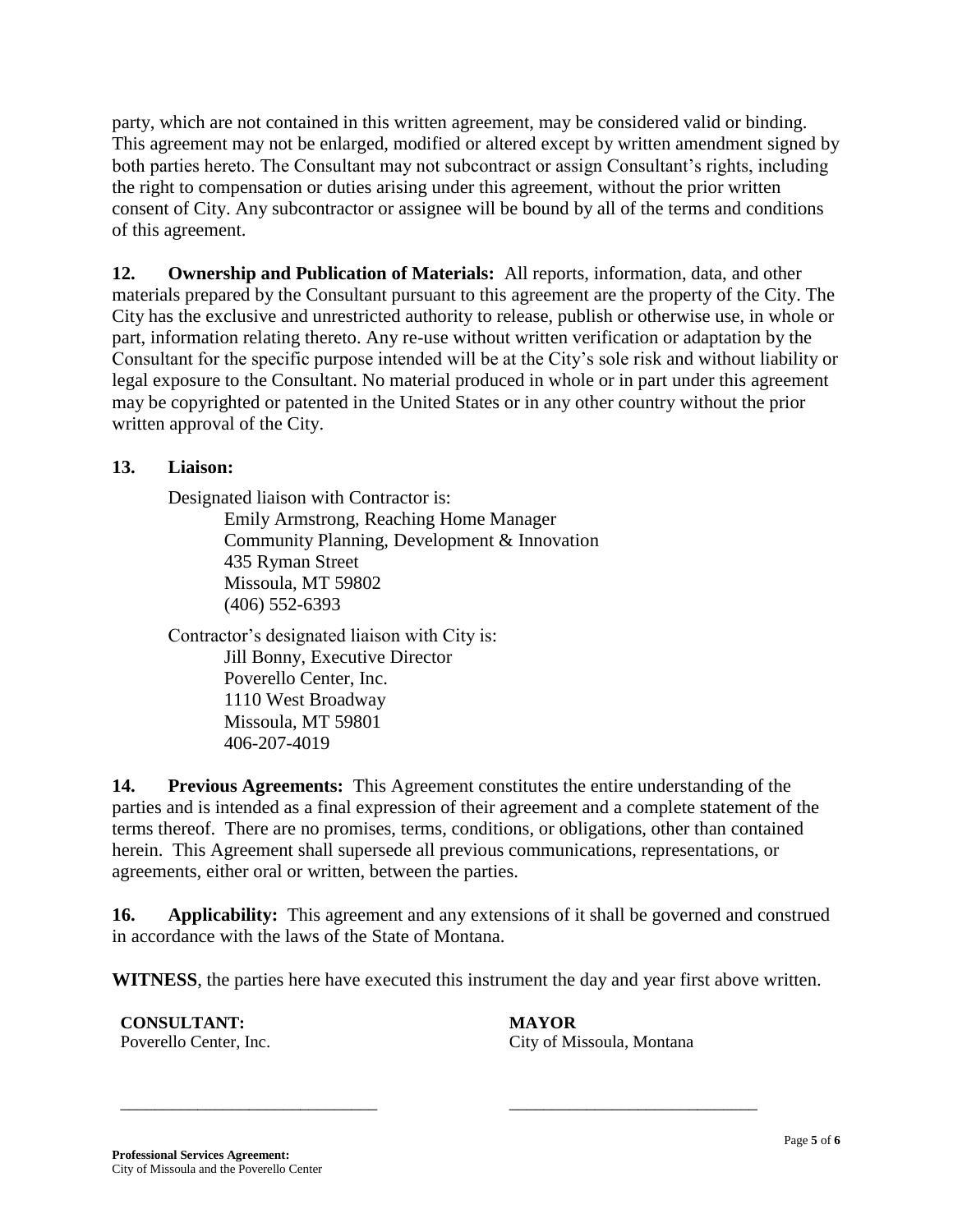party, which are not contained in this written agreement, may be considered valid or binding. This agreement may not be enlarged, modified or altered except by written amendment signed by both parties hereto. The Consultant may not subcontract or assign Consultant's rights, including the right to compensation or duties arising under this agreement, without the prior written consent of City. Any subcontractor or assignee will be bound by all of the terms and conditions of this agreement.

**12. Ownership and Publication of Materials:** All reports, information, data, and other materials prepared by the Consultant pursuant to this agreement are the property of the City. The City has the exclusive and unrestricted authority to release, publish or otherwise use, in whole or part, information relating thereto. Any re-use without written verification or adaptation by the Consultant for the specific purpose intended will be at the City's sole risk and without liability or legal exposure to the Consultant. No material produced in whole or in part under this agreement may be copyrighted or patented in the United States or in any other country without the prior written approval of the City.

**13. Liaison:**

Designated liaison with Contractor is:
Emily Armstrong, Reaching Home Manager
Community Planning, Development & Innovation
435 Ryman Street
Missoula, MT 59802
(406) 552-6393

Contractor's designated liaison with City is:
Jill Bonny, Executive Director
Poverello Center, Inc.
1110 West Broadway
Missoula, MT 59801
406-207-4019

**14. Previous Agreements:** This Agreement constitutes the entire understanding of the parties and is intended as a final expression of their agreement and a complete statement of the terms thereof. There are no promises, terms, conditions, or obligations, other than contained herein. This Agreement shall supersede all previous communications, representations, or agreements, either oral or written, between the parties.

**16. Applicability:** This agreement and any extensions of it shall be governed and construed in accordance with the laws of the State of Montana.

**WITNESS**, the parties here have executed this instrument the day and year first above written.

| **CONSULTANT:** | **MAYOR** |
|---|---|
| Poverello Center, Inc. | City of Missoula, Montana |
| _____________________________ | _____________________________ |

**Professional Services Agreement:**
City of Missoula and the Poverello Center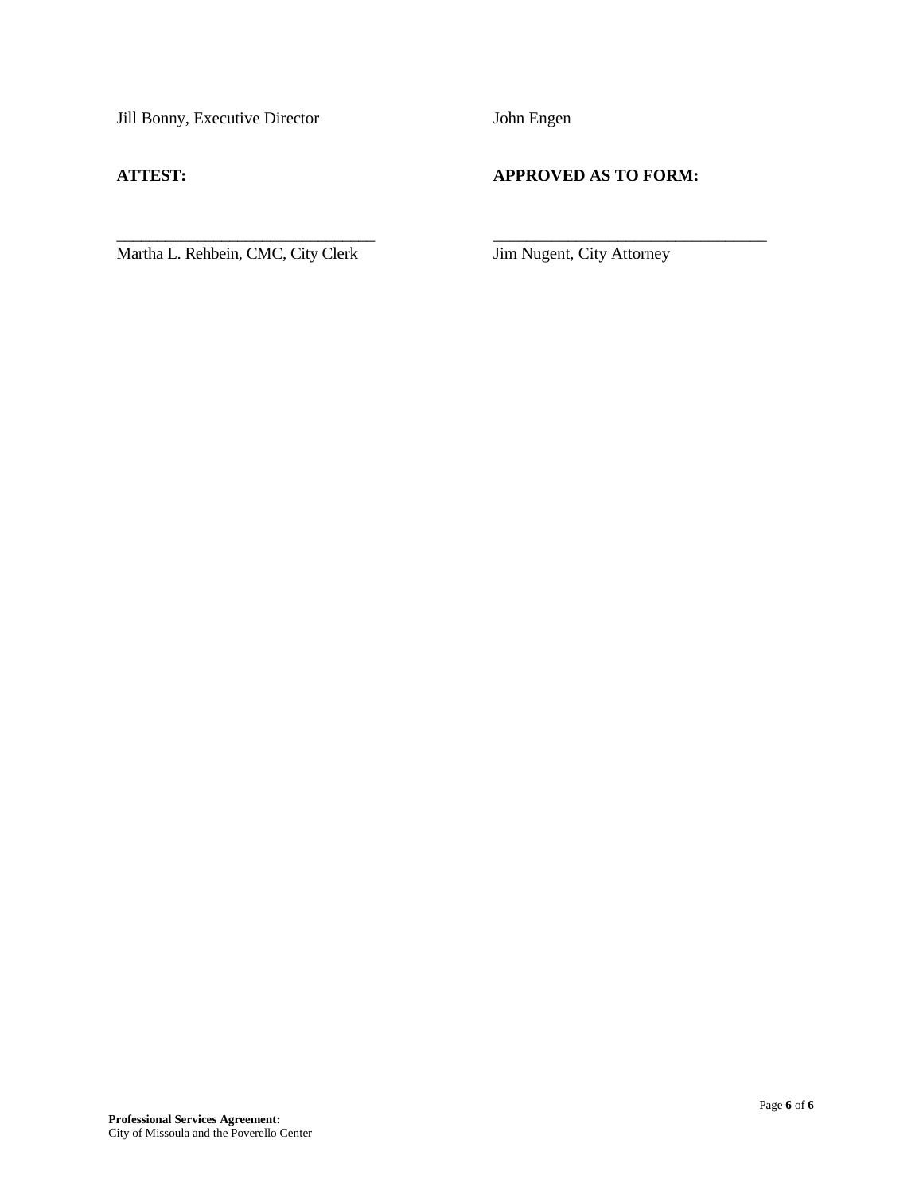Jill Bonny, Executive Director | John Engen

**ATTEST:** | **APPROVED AS TO FORM:**

\_\_\_\_\_\_\_\_\_\_\_\_\_\_\_\_\_\_\_\_\_\_\_\_\_\_\_\_\_\_\_\_\_\_
Martha L. Rehbein, CMC, City Clerk

\_\_\_\_\_\_\_\_\_\_\_\_\_\_\_\_\_\_\_\_\_\_\_\_\_\_\_\_\_\_\_\_\_\_
Jim Nugent, City Attorney